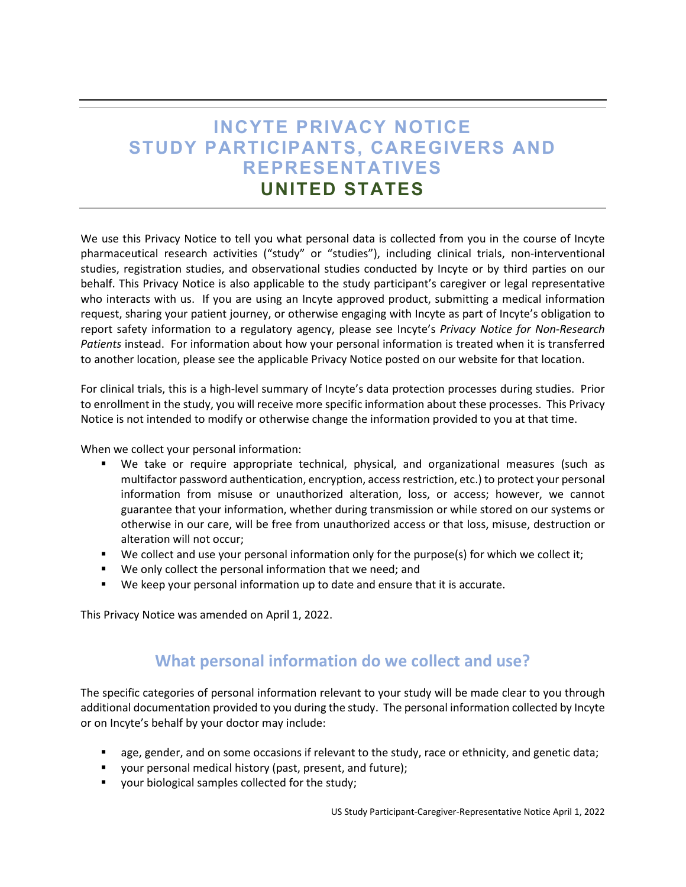# INCYTE PRIVACY NOTICE
# STUDY PARTICIPANTS, CAREGIVERS AND REPRESENTATIVES
# UNITED STATES

We use this Privacy Notice to tell you what personal data is collected from you in the course of Incyte pharmaceutical research activities ("study" or "studies"), including clinical trials, non-interventional studies, registration studies, and observational studies conducted by Incyte or by third parties on our behalf. This Privacy Notice is also applicable to the study participant's caregiver or legal representative who interacts with us. If you are using an Incyte approved product, submitting a medical information request, sharing your patient journey, or otherwise engaging with Incyte as part of Incyte's obligation to report safety information to a regulatory agency, please see Incyte's *Privacy Notice for Non-Research Patients* instead. For information about how your personal information is treated when it is transferred to another location, please see the applicable Privacy Notice posted on our website for that location.

For clinical trials, this is a high-level summary of Incyte's data protection processes during studies. Prior to enrollment in the study, you will receive more specific information about these processes. This Privacy Notice is not intended to modify or otherwise change the information provided to you at that time.

When we collect your personal information:

- We take or require appropriate technical, physical, and organizational measures (such as multifactor password authentication, encryption, access restriction, etc.) to protect your personal information from misuse or unauthorized alteration, loss, or access; however, we cannot guarantee that your information, whether during transmission or while stored on our systems or otherwise in our care, will be free from unauthorized access or that loss, misuse, destruction or alteration will not occur;
- We collect and use your personal information only for the purpose(s) for which we collect it;
- We only collect the personal information that we need; and
- We keep your personal information up to date and ensure that it is accurate.

This Privacy Notice was amended on April 1, 2022.

## What personal information do we collect and use?

The specific categories of personal information relevant to your study will be made clear to you through additional documentation provided to you during the study. The personal information collected by Incyte or on Incyte's behalf by your doctor may include:

- age, gender, and on some occasions if relevant to the study, race or ethnicity, and genetic data;
- your personal medical history (past, present, and future);
- your biological samples collected for the study;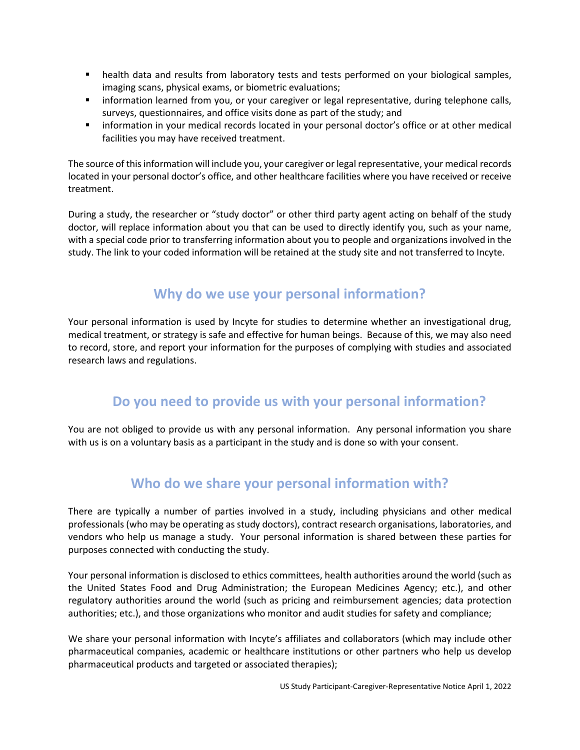- health data and results from laboratory tests and tests performed on your biological samples, imaging scans, physical exams, or biometric evaluations;
- information learned from you, or your caregiver or legal representative, during telephone calls, surveys, questionnaires, and office visits done as part of the study; and
- information in your medical records located in your personal doctor's office or at other medical facilities you may have received treatment.

The source of this information will include you, your caregiver or legal representative, your medical records located in your personal doctor's office, and other healthcare facilities where you have received or receive treatment.

During a study, the researcher or "study doctor" or other third party agent acting on behalf of the study doctor, will replace information about you that can be used to directly identify you, such as your name, with a special code prior to transferring information about you to people and organizations involved in the study. The link to your coded information will be retained at the study site and not transferred to Incyte.

## Why do we use your personal information?

Your personal information is used by Incyte for studies to determine whether an investigational drug, medical treatment, or strategy is safe and effective for human beings. Because of this, we may also need to record, store, and report your information for the purposes of complying with studies and associated research laws and regulations.

## Do you need to provide us with your personal information?

You are not obliged to provide us with any personal information. Any personal information you share with us is on a voluntary basis as a participant in the study and is done so with your consent.

## Who do we share your personal information with?

There are typically a number of parties involved in a study, including physicians and other medical professionals (who may be operating as study doctors), contract research organisations, laboratories, and vendors who help us manage a study. Your personal information is shared between these parties for purposes connected with conducting the study.

Your personal information is disclosed to ethics committees, health authorities around the world (such as the United States Food and Drug Administration; the European Medicines Agency; etc.), and other regulatory authorities around the world (such as pricing and reimbursement agencies; data protection authorities; etc.), and those organizations who monitor and audit studies for safety and compliance;

We share your personal information with Incyte's affiliates and collaborators (which may include other pharmaceutical companies, academic or healthcare institutions or other partners who help us develop pharmaceutical products and targeted or associated therapies);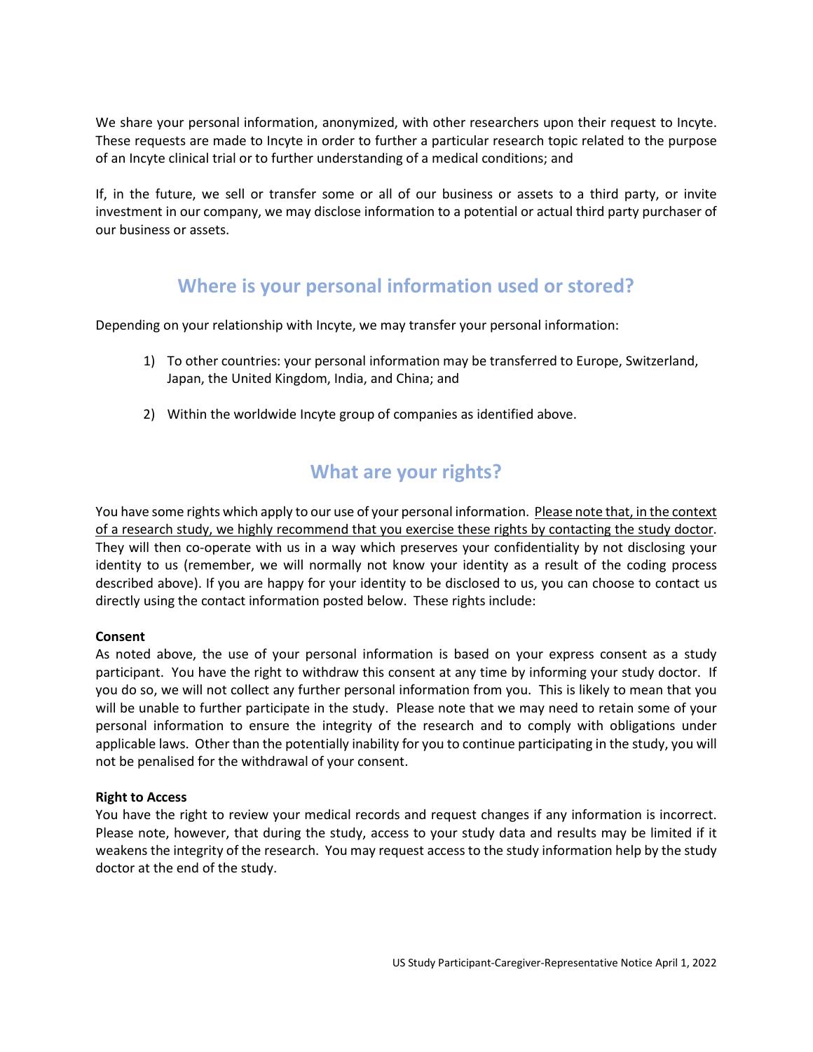We share your personal information, anonymized, with other researchers upon their request to Incyte. These requests are made to Incyte in order to further a particular research topic related to the purpose of an Incyte clinical trial or to further understanding of a medical conditions; and

If, in the future, we sell or transfer some or all of our business or assets to a third party, or invite investment in our company, we may disclose information to a potential or actual third party purchaser of our business or assets.

## Where is your personal information used or stored?

Depending on your relationship with Incyte, we may transfer your personal information:

1) To other countries: your personal information may be transferred to Europe, Switzerland, Japan, the United Kingdom, India, and China; and

2) Within the worldwide Incyte group of companies as identified above.

## What are your rights?

You have some rights which apply to our use of your personal information. <u>Please note that, in the context of a research study, we highly recommend that you exercise these rights by contacting the study doctor</u>. They will then co-operate with us in a way which preserves your confidentiality by not disclosing your identity to us (remember, we will normally not know your identity as a result of the coding process described above). If you are happy for your identity to be disclosed to us, you can choose to contact us directly using the contact information posted below. These rights include:

**Consent**
As noted above, the use of your personal information is based on your express consent as a study participant. You have the right to withdraw this consent at any time by informing your study doctor. If you do so, we will not collect any further personal information from you. This is likely to mean that you will be unable to further participate in the study. Please note that we may need to retain some of your personal information to ensure the integrity of the research and to comply with obligations under applicable laws. Other than the potentially inability for you to continue participating in the study, you will not be penalised for the withdrawal of your consent.

**Right to Access**
You have the right to review your medical records and request changes if any information is incorrect. Please note, however, that during the study, access to your study data and results may be limited if it weakens the integrity of the research. You may request access to the study information help by the study doctor at the end of the study.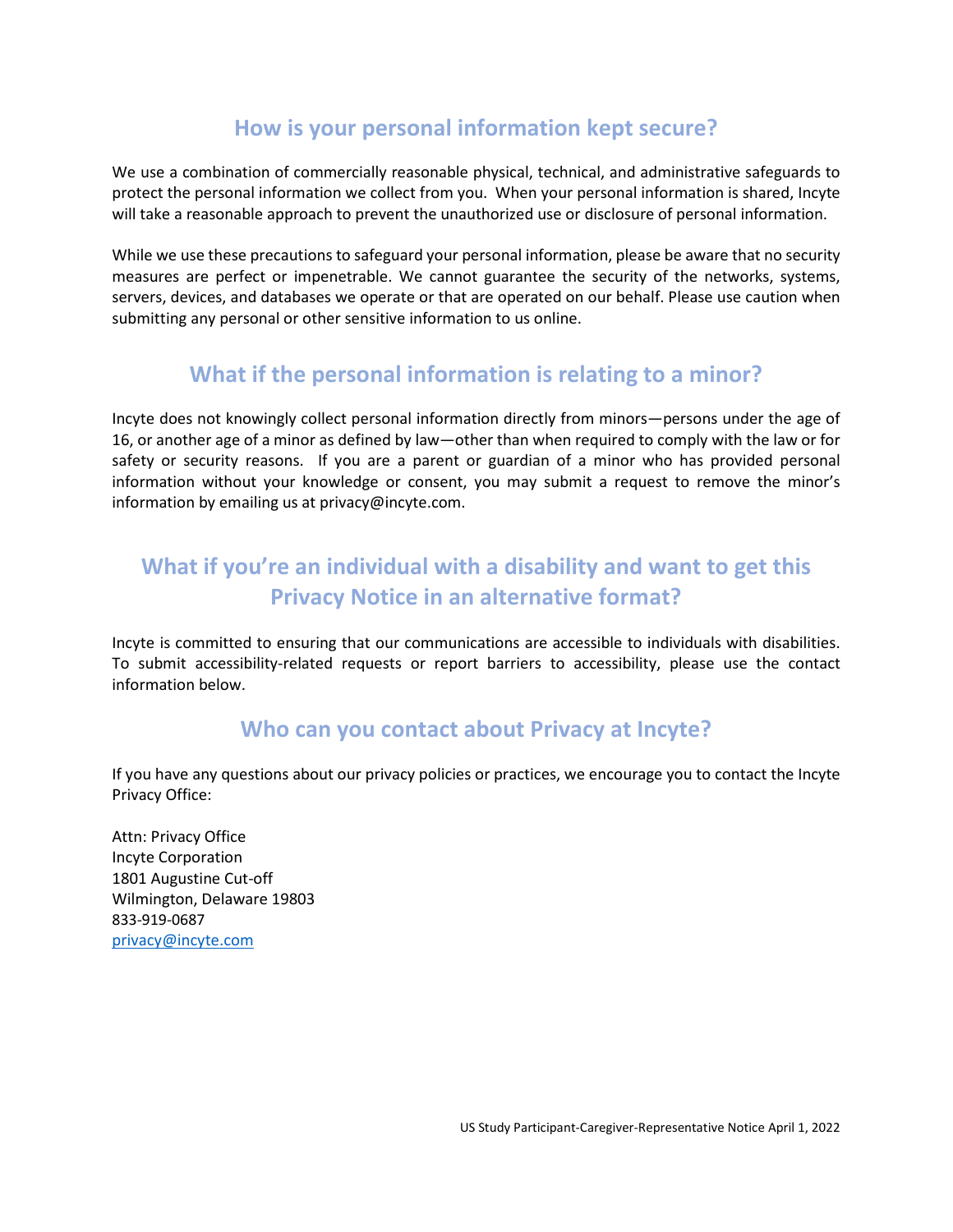## How is your personal information kept secure?

We use a combination of commercially reasonable physical, technical, and administrative safeguards to protect the personal information we collect from you. When your personal information is shared, Incyte will take a reasonable approach to prevent the unauthorized use or disclosure of personal information.

While we use these precautions to safeguard your personal information, please be aware that no security measures are perfect or impenetrable. We cannot guarantee the security of the networks, systems, servers, devices, and databases we operate or that are operated on our behalf. Please use caution when submitting any personal or other sensitive information to us online.

## What if the personal information is relating to a minor?

Incyte does not knowingly collect personal information directly from minors—persons under the age of 16, or another age of a minor as defined by law—other than when required to comply with the law or for safety or security reasons. If you are a parent or guardian of a minor who has provided personal information without your knowledge or consent, you may submit a request to remove the minor's information by emailing us at privacy@incyte.com.

## What if you're an individual with a disability and want to get this Privacy Notice in an alternative format?

Incyte is committed to ensuring that our communications are accessible to individuals with disabilities. To submit accessibility-related requests or report barriers to accessibility, please use the contact information below.

## Who can you contact about Privacy at Incyte?

If you have any questions about our privacy policies or practices, we encourage you to contact the Incyte Privacy Office:

Attn: Privacy Office
Incyte Corporation
1801 Augustine Cut-off
Wilmington, Delaware 19803
833-919-0687
privacy@incyte.com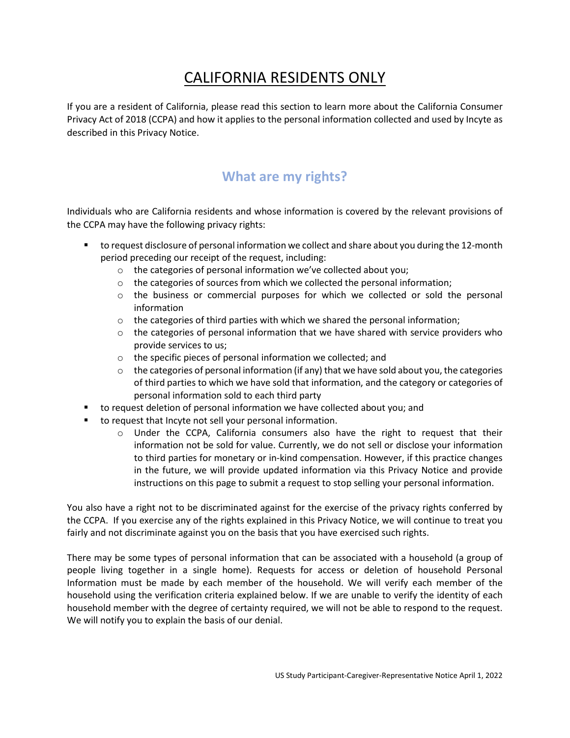# CALIFORNIA RESIDENTS ONLY

If you are a resident of California, please read this section to learn more about the California Consumer Privacy Act of 2018 (CCPA) and how it applies to the personal information collected and used by Incyte as described in this Privacy Notice.

## What are my rights?

Individuals who are California residents and whose information is covered by the relevant provisions of the CCPA may have the following privacy rights:

- to request disclosure of personal information we collect and share about you during the 12-month period preceding our receipt of the request, including:
  - the categories of personal information we've collected about you;
  - the categories of sources from which we collected the personal information;
  - the business or commercial purposes for which we collected or sold the personal information
  - the categories of third parties with which we shared the personal information;
  - the categories of personal information that we have shared with service providers who provide services to us;
  - the specific pieces of personal information we collected; and
  - the categories of personal information (if any) that we have sold about you, the categories of third parties to which we have sold that information, and the category or categories of personal information sold to each third party
- to request deletion of personal information we have collected about you; and
- to request that Incyte not sell your personal information.
  - Under the CCPA, California consumers also have the right to request that their information not be sold for value. Currently, we do not sell or disclose your information to third parties for monetary or in-kind compensation. However, if this practice changes in the future, we will provide updated information via this Privacy Notice and provide instructions on this page to submit a request to stop selling your personal information.

You also have a right not to be discriminated against for the exercise of the privacy rights conferred by the CCPA. If you exercise any of the rights explained in this Privacy Notice, we will continue to treat you fairly and not discriminate against you on the basis that you have exercised such rights.

There may be some types of personal information that can be associated with a household (a group of people living together in a single home). Requests for access or deletion of household Personal Information must be made by each member of the household. We will verify each member of the household using the verification criteria explained below. If we are unable to verify the identity of each household member with the degree of certainty required, we will not be able to respond to the request. We will notify you to explain the basis of our denial.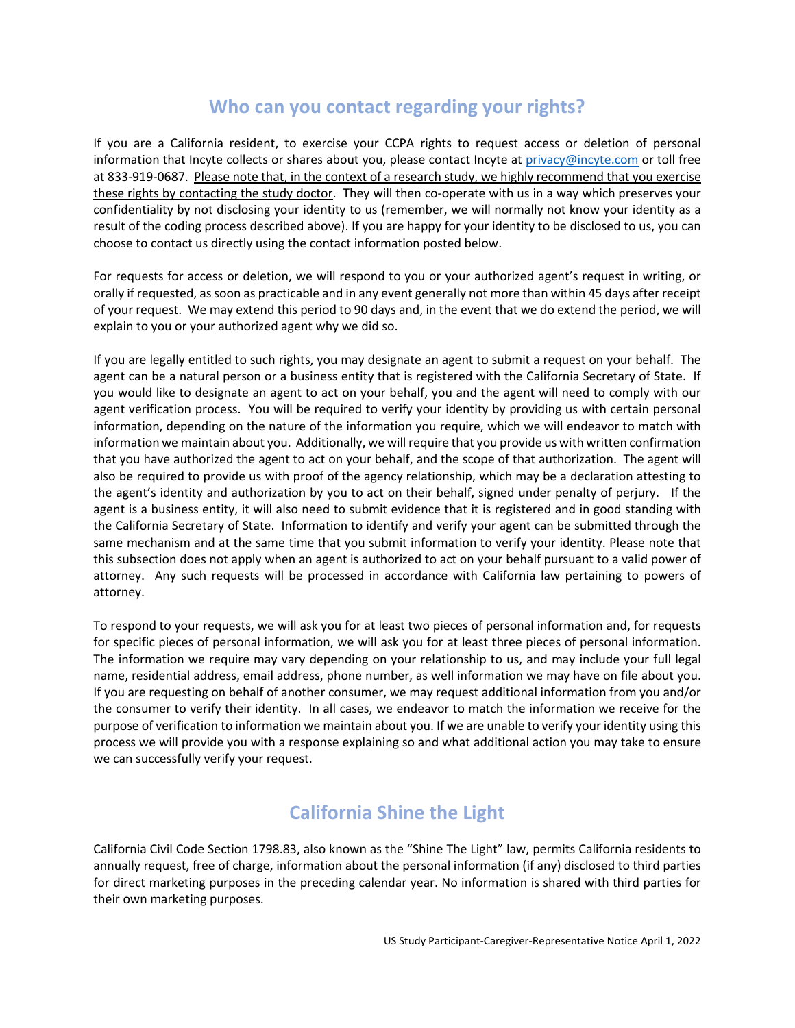## Who can you contact regarding your rights?

If you are a California resident, to exercise your CCPA rights to request access or deletion of personal information that Incyte collects or shares about you, please contact Incyte at [privacy@incyte.com](mailto:privacy@incyte.com) or toll free at 833-919-0687. Please note that, in the context of a research study, we highly recommend that you exercise these rights by contacting the study doctor. They will then co-operate with us in a way which preserves your confidentiality by not disclosing your identity to us (remember, we will normally not know your identity as a result of the coding process described above). If you are happy for your identity to be disclosed to us, you can choose to contact us directly using the contact information posted below.

For requests for access or deletion, we will respond to you or your authorized agent's request in writing, or orally if requested, as soon as practicable and in any event generally not more than within 45 days after receipt of your request. We may extend this period to 90 days and, in the event that we do extend the period, we will explain to you or your authorized agent why we did so.

If you are legally entitled to such rights, you may designate an agent to submit a request on your behalf. The agent can be a natural person or a business entity that is registered with the California Secretary of State. If you would like to designate an agent to act on your behalf, you and the agent will need to comply with our agent verification process. You will be required to verify your identity by providing us with certain personal information, depending on the nature of the information you require, which we will endeavor to match with information we maintain about you. Additionally, we will require that you provide us with written confirmation that you have authorized the agent to act on your behalf, and the scope of that authorization. The agent will also be required to provide us with proof of the agency relationship, which may be a declaration attesting to the agent's identity and authorization by you to act on their behalf, signed under penalty of perjury. If the agent is a business entity, it will also need to submit evidence that it is registered and in good standing with the California Secretary of State. Information to identify and verify your agent can be submitted through the same mechanism and at the same time that you submit information to verify your identity. Please note that this subsection does not apply when an agent is authorized to act on your behalf pursuant to a valid power of attorney. Any such requests will be processed in accordance with California law pertaining to powers of attorney.

To respond to your requests, we will ask you for at least two pieces of personal information and, for requests for specific pieces of personal information, we will ask you for at least three pieces of personal information. The information we require may vary depending on your relationship to us, and may include your full legal name, residential address, email address, phone number, as well information we may have on file about you. If you are requesting on behalf of another consumer, we may request additional information from you and/or the consumer to verify their identity. In all cases, we endeavor to match the information we receive for the purpose of verification to information we maintain about you. If we are unable to verify your identity using this process we will provide you with a response explaining so and what additional action you may take to ensure we can successfully verify your request.

## California Shine the Light

California Civil Code Section 1798.83, also known as the "Shine The Light" law, permits California residents to annually request, free of charge, information about the personal information (if any) disclosed to third parties for direct marketing purposes in the preceding calendar year. No information is shared with third parties for their own marketing purposes.